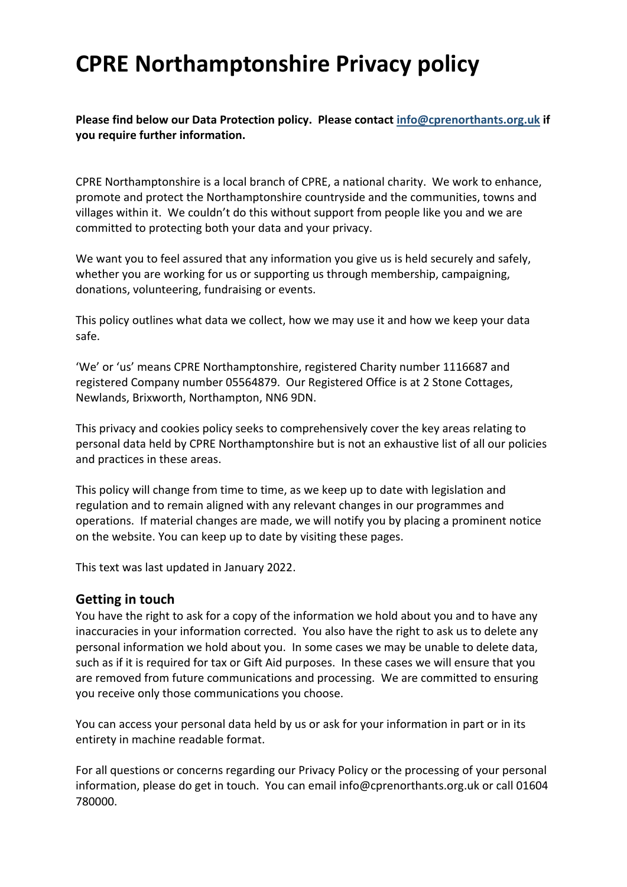# CPRE Northamptonshire Privacy policy

**Please find below our Data Protection policy. Please contact [info@cprenorthants.org.uk](mailto:info@cprenorthants.org.uk) if you require further information.**

CPRE Northamptonshire is a local branch of CPRE, a national charity. We work to enhance, promote and protect the Northamptonshire countryside and the communities, towns and villages within it. We couldn't do this without support from people like you and we are committed to protecting both your data and your privacy.

We want you to feel assured that any information you give us is held securely and safely, whether you are working for us or supporting us through membership, campaigning, donations, volunteering, fundraising or events.

This policy outlines what data we collect, how we may use it and how we keep your data safe.

'We' or 'us' means CPRE Northamptonshire, registered Charity number 1116687 and registered Company number 05564879. Our Registered Office is at 2 Stone Cottages, Newlands, Brixworth, Northampton, NN6 9DN.

This privacy and cookies policy seeks to comprehensively cover the key areas relating to personal data held by CPRE Northamptonshire but is not an exhaustive list of all our policies and practices in these areas.

This policy will change from time to time, as we keep up to date with legislation and regulation and to remain aligned with any relevant changes in our programmes and operations. If material changes are made, we will notify you by placing a prominent notice on the website. You can keep up to date by visiting these pages.

This text was last updated in January 2022.

## Getting in touch

You have the right to ask for a copy of the information we hold about you and to have any inaccuracies in your information corrected. You also have the right to ask us to delete any personal information we hold about you. In some cases we may be unable to delete data, such as if it is required for tax or Gift Aid purposes. In these cases we will ensure that you are removed from future communications and processing. We are committed to ensuring you receive only those communications you choose.

You can access your personal data held by us or ask for your information in part or in its entirety in machine readable format.

For all questions or concerns regarding our Privacy Policy or the processing of your personal information, please do get in touch. You can email info@cprenorthants.org.uk or call 01604 780000.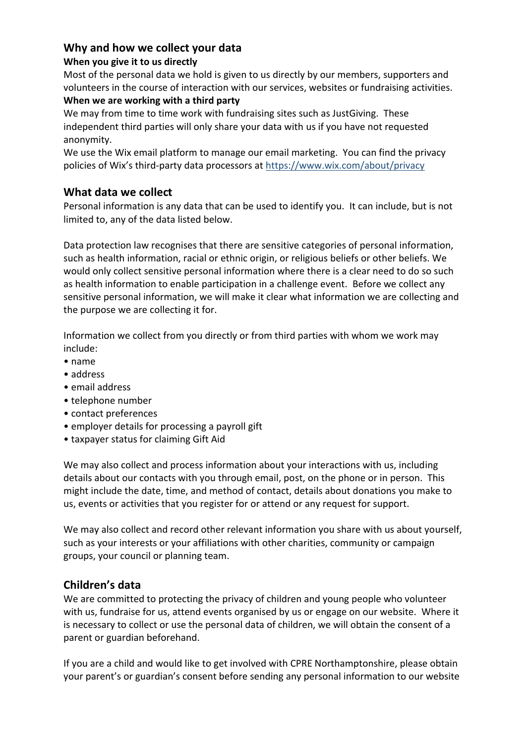## Why and how we collect your data

**When you give it to us directly**

Most of the personal data we hold is given to us directly by our members, supporters and volunteers in the course of interaction with our services, websites or fundraising activities.

**When we are working with a third party**

We may from time to time work with fundraising sites such as JustGiving. These independent third parties will only share your data with us if you have not requested anonymity.

We use the Wix email platform to manage our email marketing. You can find the privacy policies of Wix's third-party data processors at https://www.wix.com/about/privacy

## What data we collect

Personal information is any data that can be used to identify you. It can include, but is not limited to, any of the data listed below.

Data protection law recognises that there are sensitive categories of personal information, such as health information, racial or ethnic origin, or religious beliefs or other beliefs. We would only collect sensitive personal information where there is a clear need to do so such as health information to enable participation in a challenge event. Before we collect any sensitive personal information, we will make it clear what information we are collecting and the purpose we are collecting it for.

Information we collect from you directly or from third parties with whom we work may include:

- name
- address
- email address
- telephone number
- contact preferences
- employer details for processing a payroll gift
- taxpayer status for claiming Gift Aid

We may also collect and process information about your interactions with us, including details about our contacts with you through email, post, on the phone or in person. This might include the date, time, and method of contact, details about donations you make to us, events or activities that you register for or attend or any request for support.

We may also collect and record other relevant information you share with us about yourself, such as your interests or your affiliations with other charities, community or campaign groups, your council or planning team.

## Children's data

We are committed to protecting the privacy of children and young people who volunteer with us, fundraise for us, attend events organised by us or engage on our website. Where it is necessary to collect or use the personal data of children, we will obtain the consent of a parent or guardian beforehand.

If you are a child and would like to get involved with CPRE Northamptonshire, please obtain your parent's or guardian's consent before sending any personal information to our website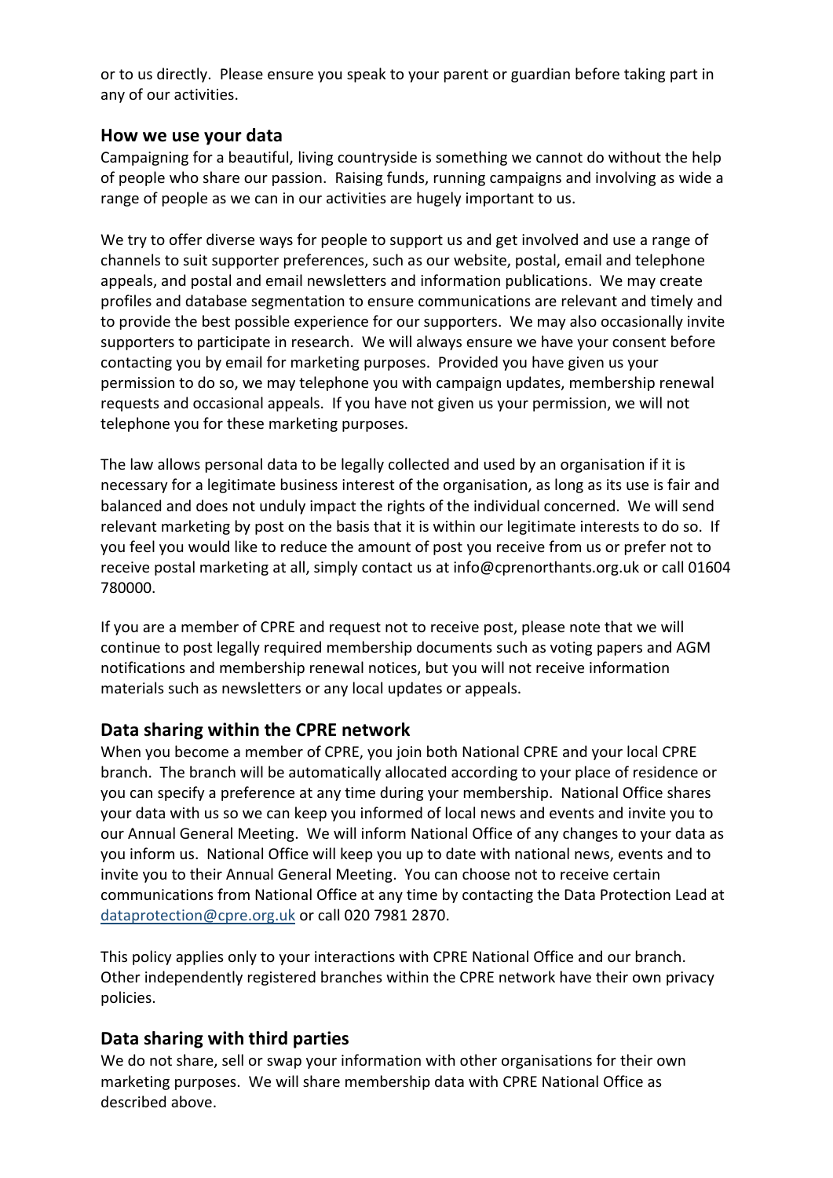or to us directly. Please ensure you speak to your parent or guardian before taking part in any of our activities.

## How we use your data

Campaigning for a beautiful, living countryside is something we cannot do without the help of people who share our passion. Raising funds, running campaigns and involving as wide a range of people as we can in our activities are hugely important to us.

We try to offer diverse ways for people to support us and get involved and use a range of channels to suit supporter preferences, such as our website, postal, email and telephone appeals, and postal and email newsletters and information publications. We may create profiles and database segmentation to ensure communications are relevant and timely and to provide the best possible experience for our supporters. We may also occasionally invite supporters to participate in research. We will always ensure we have your consent before contacting you by email for marketing purposes. Provided you have given us your permission to do so, we may telephone you with campaign updates, membership renewal requests and occasional appeals. If you have not given us your permission, we will not telephone you for these marketing purposes.

The law allows personal data to be legally collected and used by an organisation if it is necessary for a legitimate business interest of the organisation, as long as its use is fair and balanced and does not unduly impact the rights of the individual concerned. We will send relevant marketing by post on the basis that it is within our legitimate interests to do so. If you feel you would like to reduce the amount of post you receive from us or prefer not to receive postal marketing at all, simply contact us at info@cprenorthants.org.uk or call 01604 780000.

If you are a member of CPRE and request not to receive post, please note that we will continue to post legally required membership documents such as voting papers and AGM notifications and membership renewal notices, but you will not receive information materials such as newsletters or any local updates or appeals.

## Data sharing within the CPRE network

When you become a member of CPRE, you join both National CPRE and your local CPRE branch. The branch will be automatically allocated according to your place of residence or you can specify a preference at any time during your membership. National Office shares your data with us so we can keep you informed of local news and events and invite you to our Annual General Meeting. We will inform National Office of any changes to your data as you inform us. National Office will keep you up to date with national news, events and to invite you to their Annual General Meeting. You can choose not to receive certain communications from National Office at any time by contacting the Data Protection Lead at dataprotection@cpre.org.uk or call 020 7981 2870.

This policy applies only to your interactions with CPRE National Office and our branch. Other independently registered branches within the CPRE network have their own privacy policies.

## Data sharing with third parties

We do not share, sell or swap your information with other organisations for their own marketing purposes. We will share membership data with CPRE National Office as described above.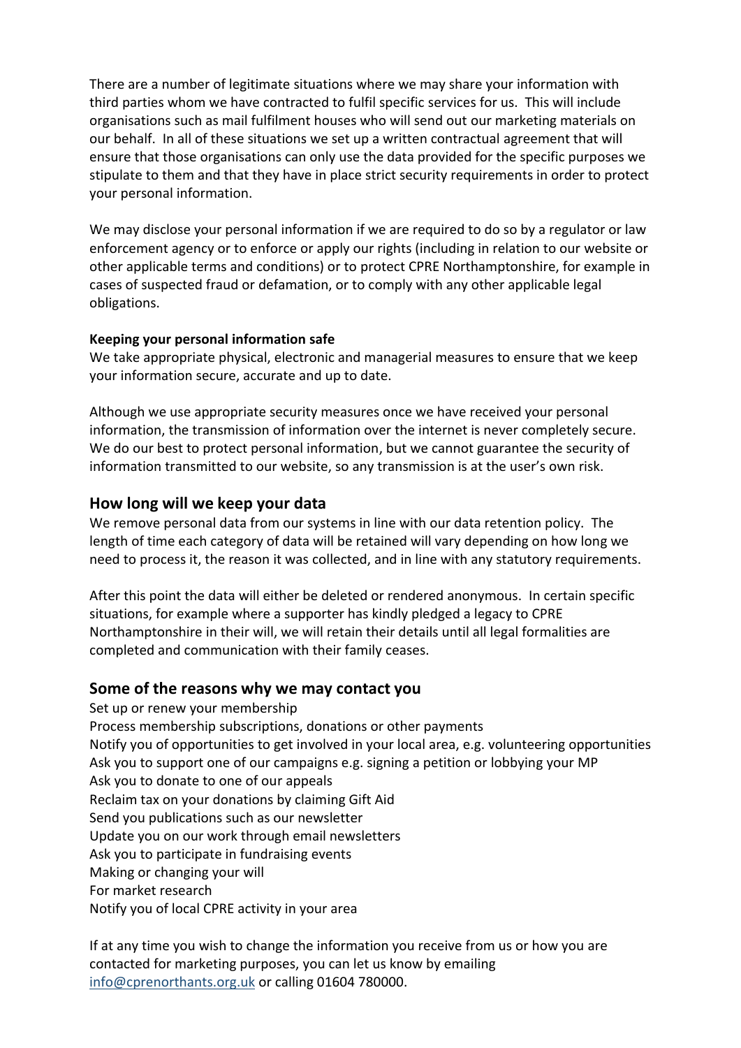There are a number of legitimate situations where we may share your information with third parties whom we have contracted to fulfil specific services for us. This will include organisations such as mail fulfilment houses who will send out our marketing materials on our behalf. In all of these situations we set up a written contractual agreement that will ensure that those organisations can only use the data provided for the specific purposes we stipulate to them and that they have in place strict security requirements in order to protect your personal information.

We may disclose your personal information if we are required to do so by a regulator or law enforcement agency or to enforce or apply our rights (including in relation to our website or other applicable terms and conditions) or to protect CPRE Northamptonshire, for example in cases of suspected fraud or defamation, or to comply with any other applicable legal obligations.

**Keeping your personal information safe**

We take appropriate physical, electronic and managerial measures to ensure that we keep your information secure, accurate and up to date.

Although we use appropriate security measures once we have received your personal information, the transmission of information over the internet is never completely secure. We do our best to protect personal information, but we cannot guarantee the security of information transmitted to our website, so any transmission is at the user's own risk.

## How long will we keep your data

We remove personal data from our systems in line with our data retention policy. The length of time each category of data will be retained will vary depending on how long we need to process it, the reason it was collected, and in line with any statutory requirements.

After this point the data will either be deleted or rendered anonymous. In certain specific situations, for example where a supporter has kindly pledged a legacy to CPRE Northamptonshire in their will, we will retain their details until all legal formalities are completed and communication with their family ceases.

## Some of the reasons why we may contact you

Set up or renew your membership
Process membership subscriptions, donations or other payments
Notify you of opportunities to get involved in your local area, e.g. volunteering opportunities
Ask you to support one of our campaigns e.g. signing a petition or lobbying your MP
Ask you to donate to one of our appeals
Reclaim tax on your donations by claiming Gift Aid
Send you publications such as our newsletter
Update you on our work through email newsletters
Ask you to participate in fundraising events
Making or changing your will
For market research
Notify you of local CPRE activity in your area

If at any time you wish to change the information you receive from us or how you are contacted for marketing purposes, you can let us know by emailing info@cprenorthants.org.uk or calling 01604 780000.